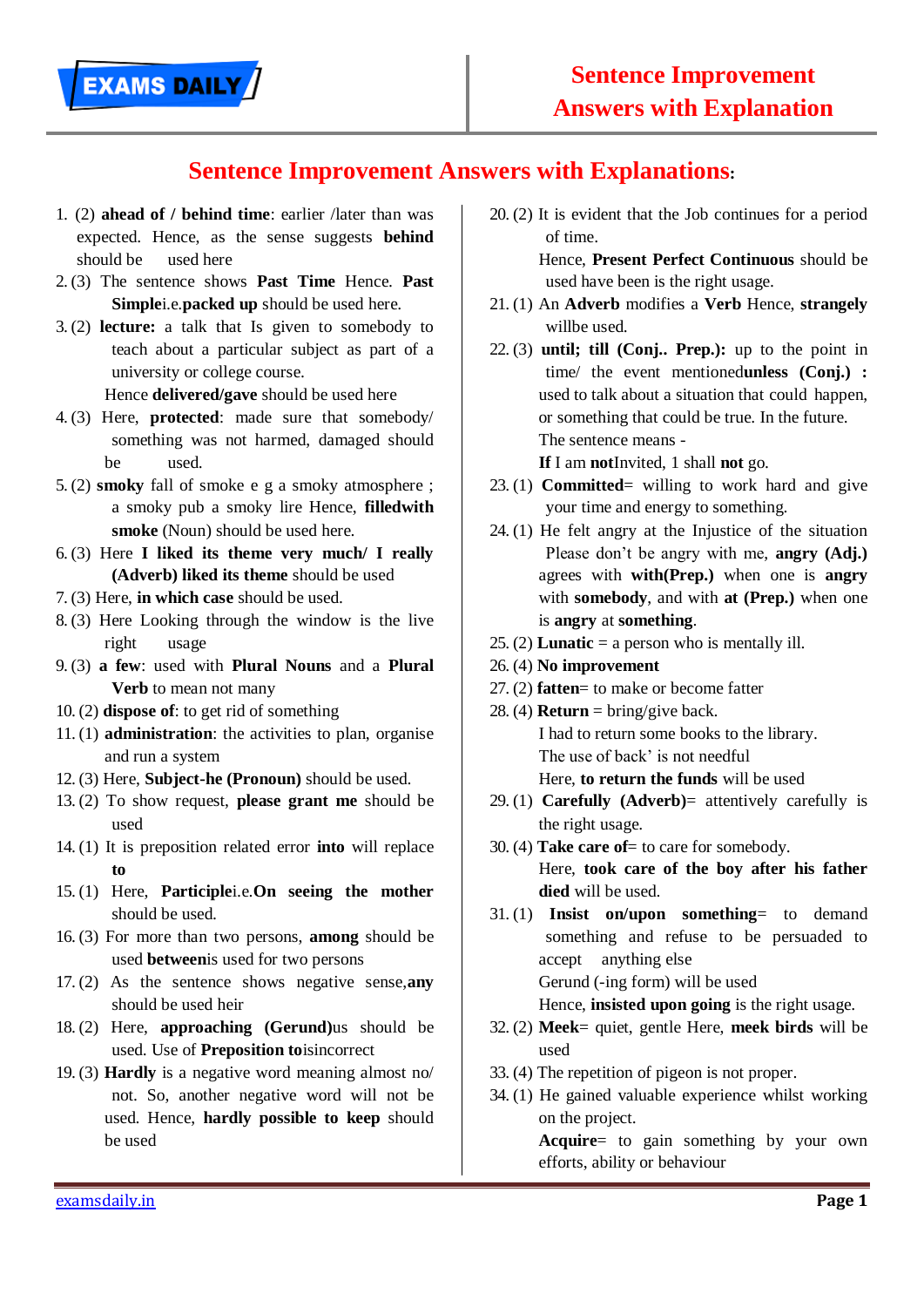# Sentence Improvement Answers with Explanations:

1. (2) **ahead of / behind time**: earlier /later than was expected. Hence, as the sense suggests **behind** should be used here
2. (3) The sentence shows **Past Time** Hence. **Past Simple**i.e.**packed up** should be used here.
3. (2) **lecture:** a talk that Is given to somebody to teach about a particular subject as part of a university or college course.
   Hence **delivered/gave** should be used here
4. (3) Here, **protected**: made sure that somebody/ something was not harmed, damaged should be used.
5. (2) **smoky** fall of smoke e g a smoky atmosphere ; a smoky pub a smoky lire Hence, **filledwith smoke** (Noun) should be used here.
6. (3) Here **I liked its theme very much/ I really (Adverb) liked its theme** should be used
7. (3) Here, **in which case** should be used.
8. (3) Here Looking through the window is the live right usage
9. (3) **a few**: used with **Plural Nouns** and a **Plural Verb** to mean not many
10. (2) **dispose of**: to get rid of something
11. (1) **administration**: the activities to plan, organise and run a system
12. (3) Here, **Subject-he (Pronoun)** should be used.
13. (2) To show request, **please grant me** should be used
14. (1) It is preposition related error **into** will replace **to**
15. (1) Here, **Participle**i.e.**On seeing the mother** should be used.
16. (3) For more than two persons, **among** should be used **between**is used for two persons
17. (2) As the sentence shows negative sense,**any** should be used heir
18. (2) Here, **approaching (Gerund)**us should be used. Use of **Preposition to**isincorrect
19. (3) **Hardly** is a negative word meaning almost no/ not. So, another negative word will not be used. Hence, **hardly possible to keep** should be used
20. (2) It is evident that the Job continues for a period of time.
   Hence, **Present Perfect Continuous** should be used have been is the right usage.
21. (1) An **Adverb** modifies a **Verb** Hence, **strangely** willbe used.
22. (3) **until; till (Conj.. Prep.):** up to the point in time/ the event mentioned**unless (Conj.) :** used to talk about a situation that could happen, or something that could be true. In the future.
   The sentence means -
   **If** I am **not**Invited, 1 shall **not** go.
23. (1) **Committed**= willing to work hard and give your time and energy to something.
24. (1) He felt angry at the Injustice of the situation Please don't be angry with me, **angry (Adj.)** agrees with **with(Prep.)** when one is **angry** with **somebody**, and with **at (Prep.)** when one is **angry** at **something**.
25. (2) **Lunatic** = a person who is mentally ill.
26. (4) **No improvement**
27. (2) **fatten**= to make or become fatter
28. (4) **Return** = bring/give back.
   I had to return some books to the library.
   The use of back' is not needful
   Here, **to return the funds** will be used
29. (1) **Carefully (Adverb)**= attentively carefully is the right usage.
30. (4) **Take care of**= to care for somebody.
   Here, **took care of the boy after his father died** will be used.
31. (1) **Insist on/upon something**= to demand something and refuse to be persuaded to accept anything else
   Gerund (-ing form) will be used
   Hence, **insisted upon going** is the right usage.
32. (2) **Meek**= quiet, gentle Here, **meek birds** will be used
33. (4) The repetition of pigeon is not proper.
34. (1) He gained valuable experience whilst working on the project.
   **Acquire**= to gain something by your own efforts, ability or behaviour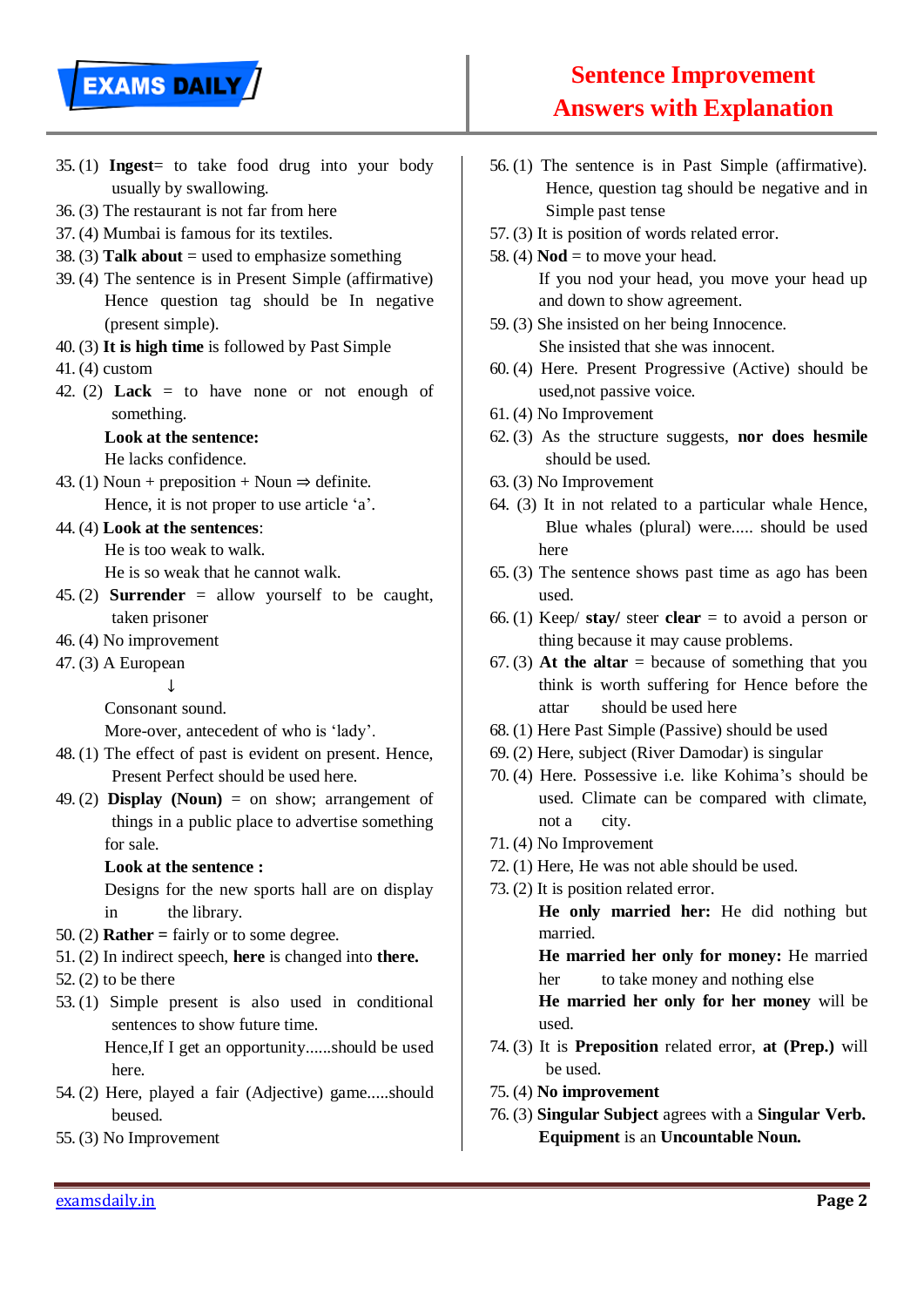35. (1) **Ingest**= to take food drug into your body usually by swallowing.
36. (3) The restaurant is not far from here
37. (4) Mumbai is famous for its textiles.
38. (3) **Talk about** = used to emphasize something
39. (4) The sentence is in Present Simple (affirmative) Hence question tag should be In negative (present simple).
40. (3) **It is high time** is followed by Past Simple
41. (4) custom
42. (2) **Lack** = to have none or not enough of something.

    **Look at the sentence:**

    He lacks confidence.
43. (1) Noun + preposition + Noun ⇒ definite.

    Hence, it is not proper to use article 'a'.
44. (4) **Look at the sentences**:

    He is too weak to walk.

    He is so weak that he cannot walk.
45. (2) **Surrender** = allow yourself to be caught, taken prisoner
46. (4) No improvement
47. (3) A European

    ↓

    Consonant sound.

    More-over, antecedent of who is 'lady'.
48. (1) The effect of past is evident on present. Hence, Present Perfect should be used here.
49. (2) **Display (Noun)** = on show; arrangement of things in a public place to advertise something for sale.

    **Look at the sentence :**

    Designs for the new sports hall are on display in the library.
50. (2) **Rather =** fairly or to some degree.
51. (2) In indirect speech, **here** is changed into **there.**
52. (2) to be there
53. (1) Simple present is also used in conditional sentences to show future time.

    Hence,If I get an opportunity......should be used here.
54. (2) Here, played a fair (Adjective) game.....should beused.
55. (3) No Improvement
56. (1) The sentence is in Past Simple (affirmative). Hence, question tag should be negative and in Simple past tense
57. (3) It is position of words related error.
58. (4) **Nod** = to move your head.

    If you nod your head, you move your head up and down to show agreement.
59. (3) She insisted on her being Innocence.

    She insisted that she was innocent.
60. (4) Here. Present Progressive (Active) should be used,not passive voice.
61. (4) No Improvement
62. (3) As the structure suggests, **nor does hesmile** should be used.
63. (3) No Improvement
64. (3) It in not related to a particular whale Hence, Blue whales (plural) were..... should be used here
65. (3) The sentence shows past time as ago has been used.
66. (1) Keep/ **stay/** steer **clear** = to avoid a person or thing because it may cause problems.
67. (3) **At the altar** = because of something that you think is worth suffering for Hence before the attar should be used here
68. (1) Here Past Simple (Passive) should be used
69. (2) Here, subject (River Damodar) is singular
70. (4) Here. Possessive i.e. like Kohima's should be used. Climate can be compared with climate, not a city.
71. (4) No Improvement
72. (1) Here, He was not able should be used.
73. (2) It is position related error.

    **He only married her:** He did nothing but married.

    **He married her only for money:** He married her to take money and nothing else

    **He married her only for her money** will be used.
74. (3) It is **Preposition** related error, **at (Prep.)** will be used.
75. (4) **No improvement**
76. (3) **Singular Subject** agrees with a **Singular Verb. Equipment** is an **Uncountable Noun.**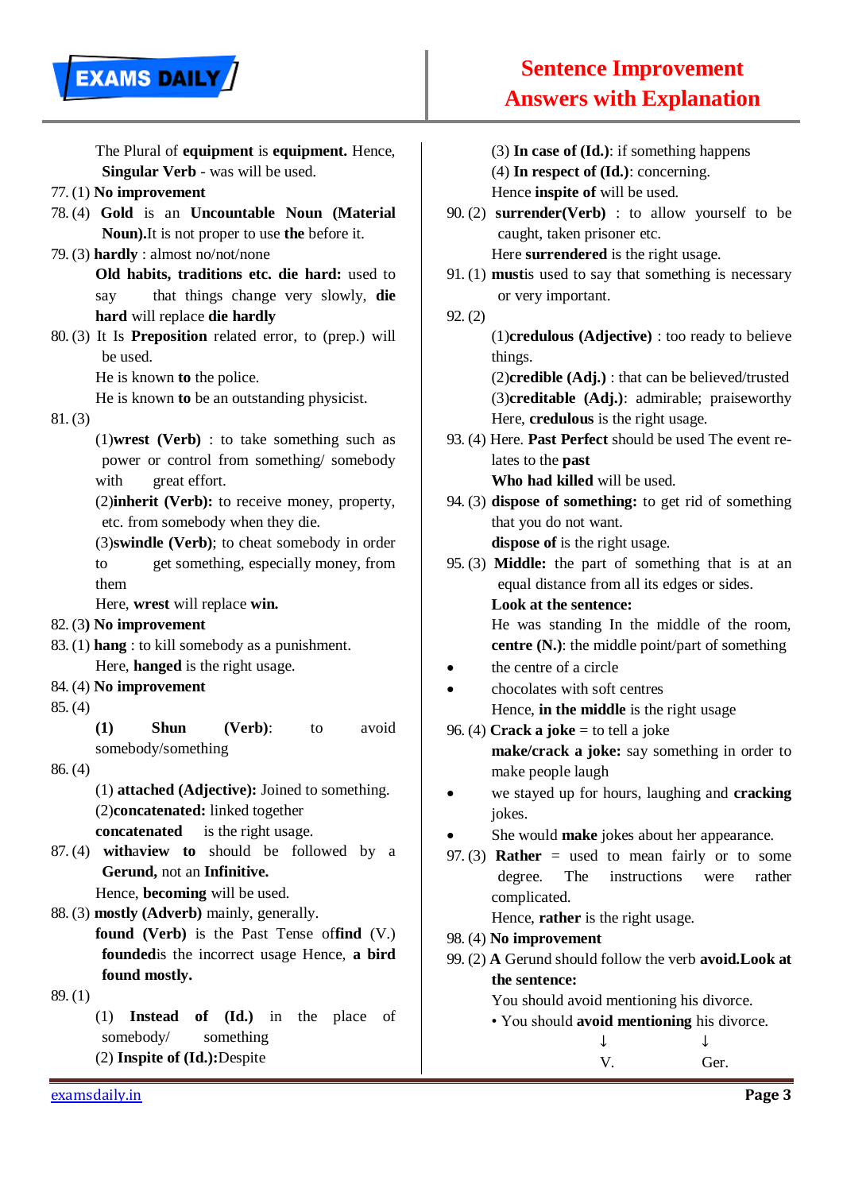The Plural of **equipment** is **equipment.** Hence, **Singular Verb** - was will be used.

77. (1) **No improvement**

78. (4) **Gold** is an **Uncountable Noun (Material Noun).**It is not proper to use **the** before it.

79. (3) **hardly** : almost no/not/none

    **Old habits, traditions etc. die hard:** used to say that things change very slowly, **die hard** will replace **die hardly**

80. (3) It Is **Preposition** related error, to (prep.) will be used.

    He is known **to** the police.

    He is known **to** be an outstanding physicist.

81. (3)

    (1)**wrest (Verb)** : to take something such as power or control from something/ somebody with great effort.

    (2)**inherit (Verb):** to receive money, property, etc. from somebody when they die.

    (3)**swindle (Verb)**; to cheat somebody in order to get something, especially money, from them

    Here, **wrest** will replace **win.**

82. (3**) No improvement**

83. (1) **hang** : to kill somebody as a punishment.

    Here, **hanged** is the right usage.

84. (4) **No improvement**

85. (4)

    **(1) Shun (Verb)**: to avoid somebody/something

86. (4)

    (1) **attached (Adjective):** Joined to something.

    (2)**concatenated:** linked together

    **concatenated** is the right usage.

87. (4) **withaview to** should be followed by a **Gerund,** not an **Infinitive.**

    Hence, **becoming** will be used.

88. (3) **mostly (Adverb)** mainly, generally.

    **found (Verb)** is the Past Tense of**find** (V.) **founded**is the incorrect usage Hence, **a bird found mostly.**

89. (1)

    (1) **Instead of (Id.)** in the place of somebody/ something

    (2) **Inspite of (Id.):**Despite

    (3) **In case of (Id.)**: if something happens

    (4) **In respect of (Id.)**: concerning.

    Hence **inspite of** will be used.

90. (2) **surrender(Verb)** : to allow yourself to be caught, taken prisoner etc.

    Here **surrendered** is the right usage.

91. (1) **must**is used to say that something is necessary or very important.

92. (2)

    (1)**credulous (Adjective)** : too ready to believe things.

    (2)**credible (Adj.)** : that can be believed/trusted

    (3)**creditable (Adj.)**: admirable; praiseworthy

    Here, **credulous** is the right usage.

93. (4) Here. **Past Perfect** should be used The event relates to the **past**

    **Who had killed** will be used.

94. (3) **dispose of something:** to get rid of something that you do not want.

    **dispose of** is the right usage.

95. (3) **Middle:** the part of something that is at an equal distance from all its edges or sides.

    **Look at the sentence:**

    He was standing In the middle of the room,

    **centre (N.)**: the middle point/part of something

    - the centre of a circle
    - chocolates with soft centres

    Hence, **in the middle** is the right usage

96. (4) **Crack a joke** = to tell a joke

    **make/crack a joke:** say something in order to make people laugh

    - we stayed up for hours, laughing and **cracking** jokes.
    - She would **make** jokes about her appearance.

97. (3) **Rather** = used to mean fairly or to some degree. The instructions were rather complicated.

    Hence, **rather** is the right usage.

98. (4) **No improvement**

99. (2) **A** Gerund should follow the verb **avoid.Look at the sentence:**

    You should avoid mentioning his divorce.

    • You should **avoid mentioning** his divorce.

    ↓ ↓

    V. Ger.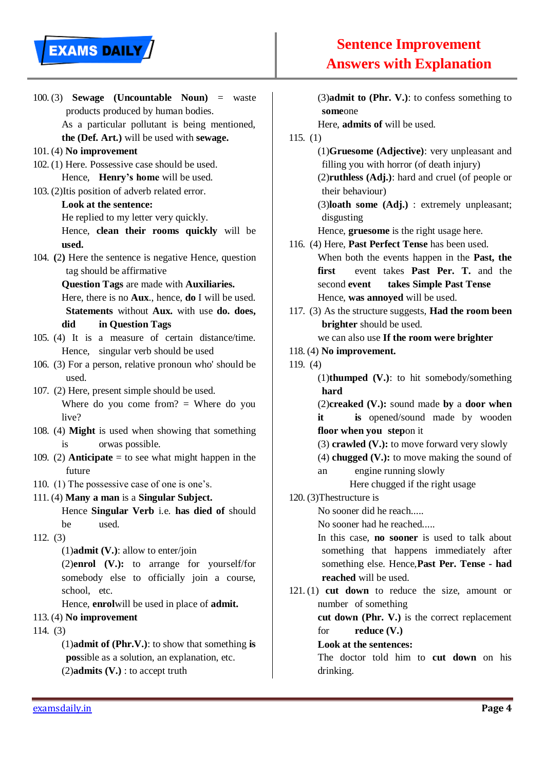100. (3) **Sewage (Uncountable Noun)** = waste products produced by human bodies.
As a particular pollutant is being mentioned, **the (Def. Art.)** will be used with **sewage.**

101. (4) **No improvement**

102. (1) Here. Possessive case should be used.
Hence, **Henry's home** will be used.

103. (2)Itis position of adverb related error.
**Look at the sentence:**
He replied to my letter very quickly.
Hence, **clean their rooms quickly** will be **used.**

104. **(2)** Here the sentence is negative Hence, question tag should be affirmative
**Question Tags** are made with **Auxiliaries.**
Here, there is no **Aux**., hence, **do** I will be used.
**Statements** without **Aux.** with use **do. does, did in Question Tags**

105. (4) It is a measure of certain distance/time. Hence, singular verb should be used

106. (3) For a person, relative pronoun who' should be used.

107. (2) Here, present simple should be used.
Where do you come from? = Where do you live?

108. (4) **Might** is used when showing that something is orwas possible.

109. (2) **Anticipate** = to see what might happen in the future

110. (1) The possessive case of one is one's.

111. (4) **Many a man** is a **Singular Subject.**
Hence **Singular Verb** i.e. **has died of** should be used.

112. (3)
(1)**admit (V.)**: allow to enter/join
(2)**enrol (V.):** to arrange for yourself/for somebody else to officially join a course, school, etc.
Hence, **enrol**will be used in place of **admit.**

113. (4) **No improvement**

114. (3)
(1)**admit of (Phr.V.)**: to show that something **is pos**sible as a solution, an explanation, etc.
(2)**admits (V.)** : to accept truth
(3)**admit to (Phr. V.)**: to confess something to **some**one
Here, **admits of** will be used.

115. (1)
(1)**Gruesome (Adjective)**: very unpleasant and filling you with horror (of death injury)
(2)**ruthless (Adj.)**: hard and cruel (of people or their behaviour)
(3)**loath some (Adj.)** : extremely unpleasant; disgusting
Hence, **gruesome** is the right usage here.

116. (4) Here, **Past Perfect Tense** has been used.
When both the events happen in the **Past, the first** event takes **Past Per. T.** and the second **event takes Simple Past Tense**
Hence, **was annoyed** will be used.

117. (3) As the structure suggests, **Had the room been brighter** should be used.
we can also use **If the room were brighter**

118. (4) **No improvement.**

119. (4)
(1)**thumped (V.)**: to hit somebody/something **hard**
(2)**creaked (V.):** sound made **by** a **door when it is** opened/sound made by wooden **floor when you step**on it
(3) **crawled (V.):** to move forward very slowly
(4) **chugged (V.):** to move making the sound of an engine running slowly
Here chugged if the right usage

120. (3)Thestructure is
No sooner did he reach.....
No sooner had he reached.....
In this case, **no sooner** is used to talk about something that happens immediately after something else. Hence,**Past Per. Tense - had reached** will be used.

121. (1) **cut down** to reduce the size, amount or number of something
**cut down (Phr. V.)** is the correct replacement for **reduce (V.)**
**Look at the sentences:**
The doctor told him to **cut down** on his drinking.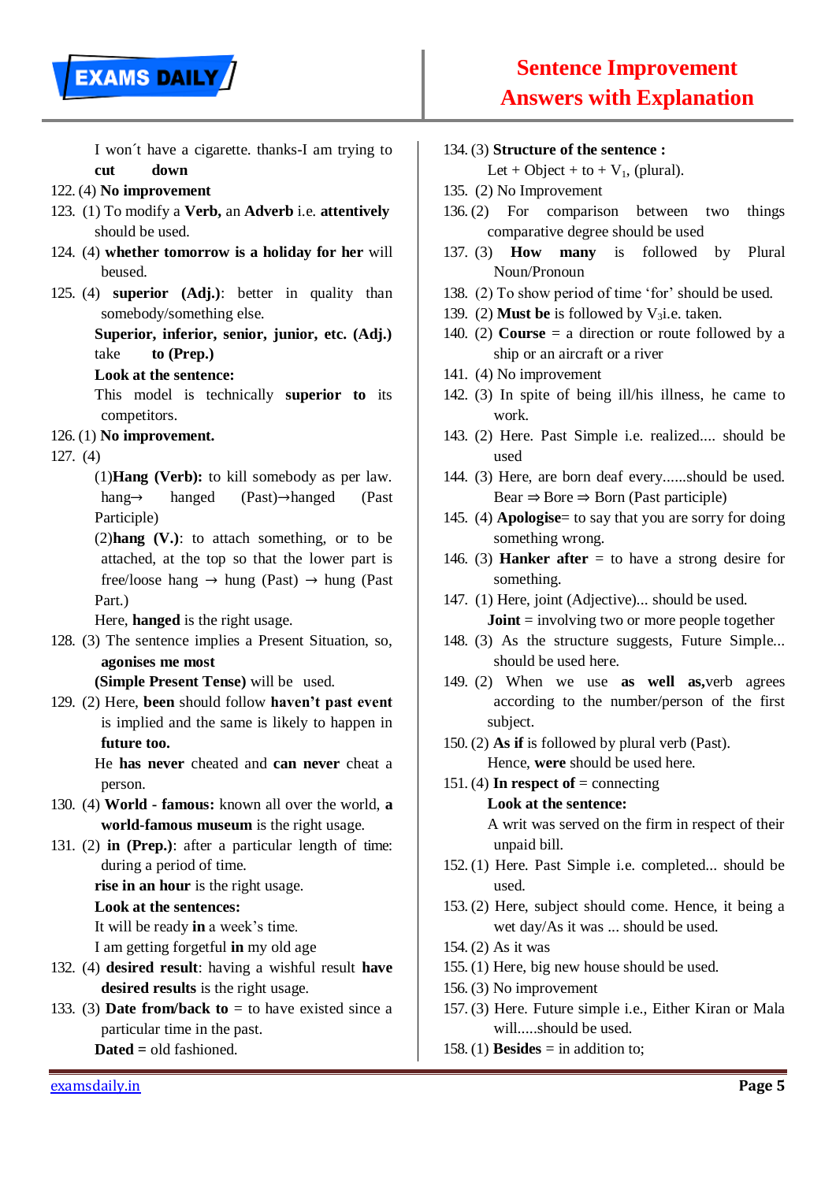I won´t have a cigarette. thanks-I am trying to **cut down**

122. (4) **No improvement**

123. (1) To modify a **Verb,** an **Adverb** i.e. **attentively** should be used.

124. (4) **whether tomorrow is a holiday for her** will beused.

125. (4) **superior (Adj.)**: better in quality than somebody/something else.

**Superior, inferior, senior, junior, etc. (Adj.)** take **to (Prep.)**

**Look at the sentence:**

This model is technically **superior to** its competitors.

126. (1) **No improvement.**

127. (4)

(1)**Hang (Verb):** to kill somebody as per law. hang→ hanged (Past)→hanged (Past Participle)

(2)**hang (V.)**: to attach something, or to be attached, at the top so that the lower part is free/loose hang → hung (Past) → hung (Past Part.)

Here, **hanged** is the right usage.

128. (3) The sentence implies a Present Situation, so, **agonises me most**

**(Simple Present Tense)** will be used.

129. (2) Here, **been** should follow **haven't past event** is implied and the same is likely to happen in **future too.**

He **has never** cheated and **can never** cheat a person.

130. (4) **World - famous:** known all over the world, **a world-famous museum** is the right usage.

131. (2) **in (Prep.)**: after a particular length of time: during a period of time.

**rise in an hour** is the right usage.

**Look at the sentences:**

It will be ready **in** a week's time.

I am getting forgetful **in** my old age

132. (4) **desired result**: having a wishful result **have desired results** is the right usage.

133. (3) **Date from/back to** = to have existed since a particular time in the past.

**Dated =** old fashioned.

134. (3) **Structure of the sentence :**

Let + Object + to + $V_1$, (plural).

135. (2) No Improvement

136. (2) For comparison between two things comparative degree should be used

137. (3) **How many** is followed by Plural Noun/Pronoun

138. (2) To show period of time 'for' should be used.

139. (2) **Must be** is followed by $V_3$i.e. taken.

140. (2) **Course** = a direction or route followed by a ship or an aircraft or a river

141. (4) No improvement

142. (3) In spite of being ill/his illness, he came to work.

143. (2) Here. Past Simple i.e. realized.... should be used

144. (3) Here, are born deaf every......should be used. Bear ⇒ Bore ⇒ Born (Past participle)

145. (4) **Apologise**= to say that you are sorry for doing something wrong.

146. (3) **Hanker after** = to have a strong desire for something.

147. (1) Here, joint (Adjective)... should be used.

**Joint** = involving two or more people together

148. (3) As the structure suggests, Future Simple... should be used here.

149. (2) When we use **as well as,**verb agrees according to the number/person of the first subject.

150. (2) **As if** is followed by plural verb (Past).

Hence, **were** should be used here.

151. (4) **In respect of** = connecting

**Look at the sentence:**

A writ was served on the firm in respect of their unpaid bill.

152. (1) Here. Past Simple i.e. completed... should be used.

153. (2) Here, subject should come. Hence, it being a wet day/As it was ... should be used.

154. (2) As it was

155. (1) Here, big new house should be used.

156. (3) No improvement

157. (3) Here. Future simple i.e., Either Kiran or Mala will.....should be used.

158. (1) **Besides** = in addition to;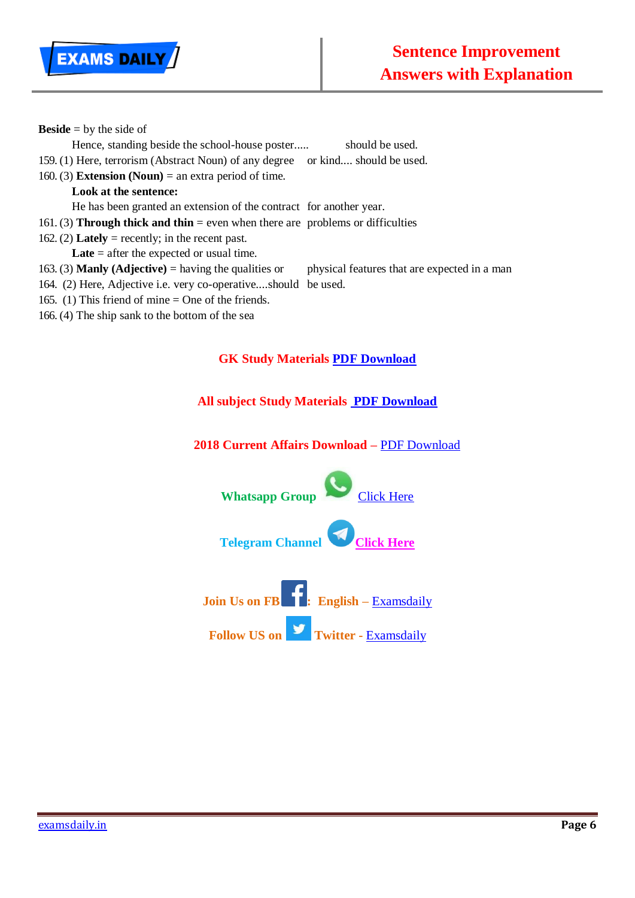**Beside** = by the side of

Hence, standing beside the school-house poster..... should be used.

159. (1) Here, terrorism (Abstract Noun) of any degree or kind.... should be used.

160. (3) **Extension (Noun)** = an extra period of time.

**Look at the sentence:**

He has been granted an extension of the contract for another year.

161. (3) **Through thick and thin** = even when there are problems or difficulties

162. (2) **Lately** = recently; in the recent past.

**Late** = after the expected or usual time.

163. (3) **Manly (Adjective)** = having the qualities or physical features that are expected in a man

164. (2) Here, Adjective i.e. very co-operative....should be used.

165. (1) This friend of mine = One of the friends.

166. (4) The ship sank to the bottom of the sea

**GK Study Materials PDF Download**

**All subject Study Materials PDF Download**

**2018 Current Affairs Download** – PDF Download

**Whatsapp Group** Click Here

**Telegram Channel** Click Here

**Join Us on FB: English** – Examsdaily

**Follow US on Twitter** - Examsdaily